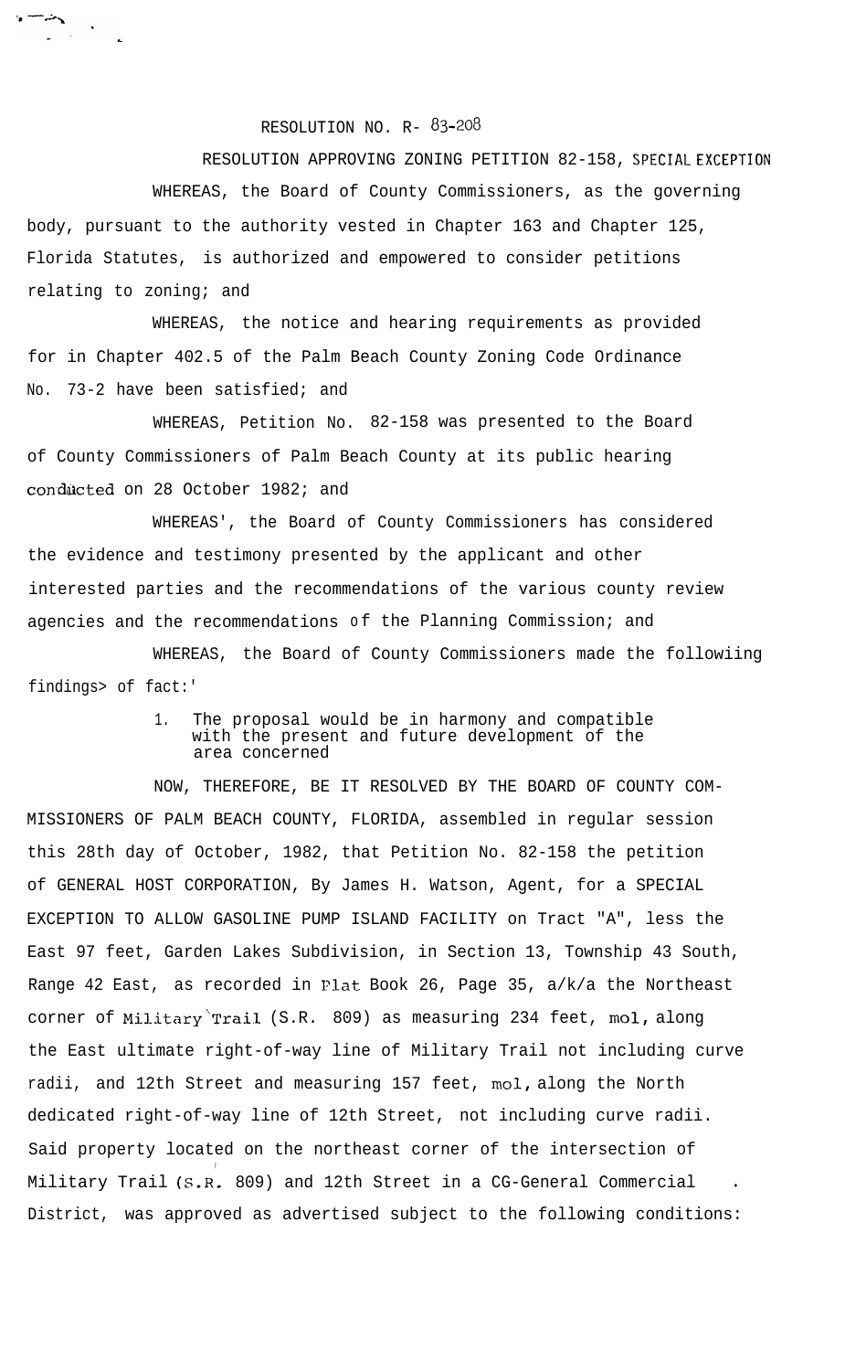RESOLUTION NO. R- 83-208

RESOLUTION APPROVING ZONING PETITION 82-158, SPECIAL EXCEPTION

WHEREAS, the Board of County Commissioners, as the governing body, pursuant to the authority vested in Chapter 163 and Chapter 125, Florida Statutes, is authorized and empowered to consider petitions relating to zoning; and

WHEREAS, the notice and hearing requirements as provided for in Chapter 402.5 of the Palm Beach County Zoning Code Ordinance No. 73-2 have been satisfied; and

WHEREAS, Petition No. 82-158 was presented to the Board of County Commissioners of Palm Beach County at its public hearing conducted on 28 October 1982; and

WHEREAS', the Board of County Commissioners has considered the evidence and testimony presented by the applicant and other interested parties and the recommendations of the various county review agencies and the recommendations of the Planning Commission; and

WHEREAS, the Board of County Commissioners made the followiing findings> of fact:'

1. The proposal would be in harmony and compatible with the present and future development of the area concerned

NOW, THEREFORE, BE IT RESOLVED BY THE BOARD OF COUNTY COMMISSIONERS OF PALM BEACH COUNTY, FLORIDA, assembled in regular session this 28th day of October, 1982, that Petition No. 82-158 the petition of GENERAL HOST CORPORATION, By James H. Watson, Agent, for a SPECIAL EXCEPTION TO ALLOW GASOLINE PUMP ISLAND FACILITY on Tract "A", less the East 97 feet, Garden Lakes Subdivision, in Section 13, Township 43 South, Range 42 East, as recorded in Plat Book 26, Page 35, a/k/a the Northeast corner of Military Trail (S.R. 809) as measuring 234 feet, mol, along the East ultimate right-of-way line of Military Trail not including curve radii, and 12th Street and measuring 157 feet, mol, along the North dedicated right-of-way line of 12th Street, not including curve radii. Said property located on the northeast corner of the intersection of Military Trail (S.R. 809) and 12th Street in a CG-General Commercial District, was approved as advertised subject to the following conditions: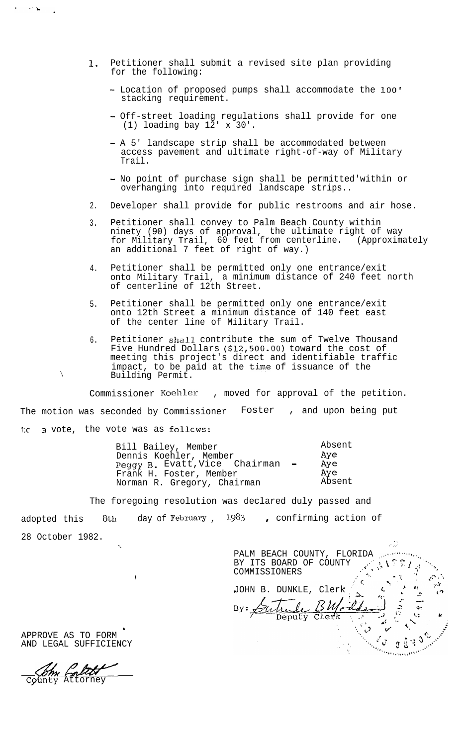1. Petitioner shall submit a revised site plan providing for the following:

   - Location of proposed pumps shall accommodate the 100' stacking requirement.

   - Off-street loading regulations shall provide for one (1) loading bay 12' x 30'.

   - A 5' landscape strip shall be accommodated between access pavement and ultimate right-of-way of Military Trail.

   - No point of purchase sign shall be permitted within or overhanging into required landscape strips..

2. Developer shall provide for public restrooms and air hose.

3. Petitioner shall convey to Palm Beach County within ninety (90) days of approval, the ultimate right of way for Military Trail, 60 feet from centerline. (Approximately an additional 7 feet of right of way.)

4. Petitioner shall be permitted only one entrance/exit onto Military Trail, a minimum distance of 240 feet north of centerline of 12th Street.

5. Petitioner shall be permitted only one entrance/exit onto 12th Street a minimum distance of 140 feet east of the center line of Military Trail.

6. Petitioner shall contribute the sum of Twelve Thousand Five Hundred Dollars ($12,500.00) toward the cost of meeting this project's direct and identifiable traffic impact, to be paid at the time of issuance of the Building Permit.

Commissioner Koehler, moved for approval of the petition. The motion was seconded by Commissioner Foster, and upon being put to a vote, the vote was as follows:

| | |
|---|---|
| Bill Bailey, Member | Absent |
| Dennis Koehler, Member | Aye |
| Peggy B. Evatt, Vice Chairman | Aye |
| Frank H. Foster, Member | Aye |
| Norman R. Gregory, Chairman | Absent |

The foregoing resolution was declared duly passed and adopted this 8th day of February, 1983, confirming action of 28 October 1982.

PALM BEACH COUNTY, FLORIDA
BY ITS BOARD OF COUNTY COMMISSIONERS

JOHN B. DUNKLE, Clerk

By: Gertrude B. Warden
Deputy Clerk

APPROVE AS TO FORM AND LEGAL SUFFICIENCY

John Corbett
County Attorney